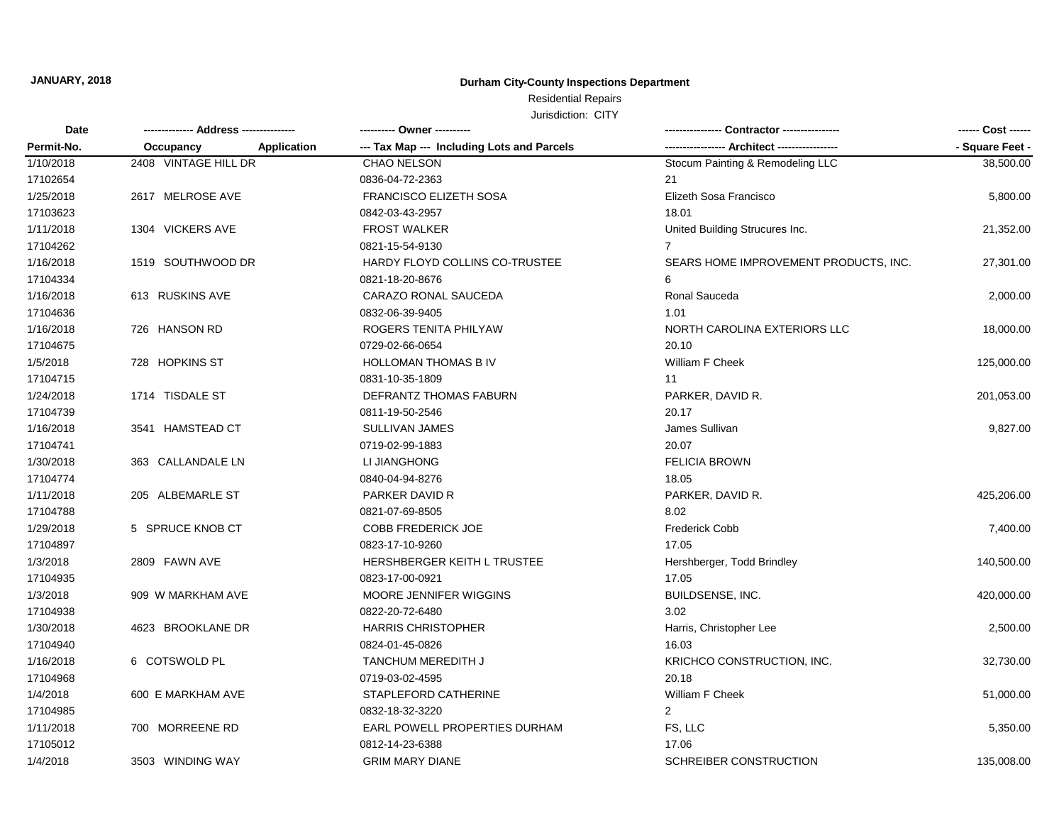**JANUARY, 2018**

**Durham City-County Inspections Department**

Residential Repairs

Jurisdiction: CITY

| Date / Permit-No. | Address / Occupancy | Application | Owner / Tax Map --- Including Lots and Parcels | Contractor / Architect | Cost / Square Feet |
|---|---|---|---|---|---|
| 1/10/2018 | 2408 VINTAGE HILL DR | | CHAO NELSON | Stocum Painting & Remodeling LLC | 38,500.00 |
| 17102654 | | | 0836-04-72-2363 | 21 | |
| 1/25/2018 | 2617 MELROSE AVE | | FRANCISCO ELIZETH SOSA | Elizeth Sosa Francisco | 5,800.00 |
| 17103623 | | | 0842-03-43-2957 | 18.01 | |
| 1/11/2018 | 1304 VICKERS AVE | | FROST WALKER | United Building Strucures Inc. | 21,352.00 |
| 17104262 | | | 0821-15-54-9130 | 7 | |
| 1/16/2018 | 1519 SOUTHWOOD DR | | HARDY FLOYD COLLINS CO-TRUSTEE | SEARS HOME IMPROVEMENT PRODUCTS, INC. | 27,301.00 |
| 17104334 | | | 0821-18-20-8676 | 6 | |
| 1/16/2018 | 613 RUSKINS AVE | | CARAZO RONAL SAUCEDA | Ronal Sauceda | 2,000.00 |
| 17104636 | | | 0832-06-39-9405 | 1.01 | |
| 1/16/2018 | 726 HANSON RD | | ROGERS TENITA PHILYAW | NORTH CAROLINA EXTERIORS LLC | 18,000.00 |
| 17104675 | | | 0729-02-66-0654 | 20.10 | |
| 1/5/2018 | 728 HOPKINS ST | | HOLLOMAN THOMAS B IV | William F Cheek | 125,000.00 |
| 17104715 | | | 0831-10-35-1809 | 11 | |
| 1/24/2018 | 1714 TISDALE ST | | DEFRANTZ THOMAS FABURN | PARKER, DAVID R. | 201,053.00 |
| 17104739 | | | 0811-19-50-2546 | 20.17 | |
| 1/16/2018 | 3541 HAMSTEAD CT | | SULLIVAN JAMES | James Sullivan | 9,827.00 |
| 17104741 | | | 0719-02-99-1883 | 20.07 | |
| 1/30/2018 | 363 CALLANDALE LN | | LI JIANGHONG | FELICIA BROWN | |
| 17104774 | | | 0840-04-94-8276 | 18.05 | |
| 1/11/2018 | 205 ALBEMARLE ST | | PARKER DAVID R | PARKER, DAVID R. | 425,206.00 |
| 17104788 | | | 0821-07-69-8505 | 8.02 | |
| 1/29/2018 | 5 SPRUCE KNOB CT | | COBB FREDERICK JOE | Frederick Cobb | 7,400.00 |
| 17104897 | | | 0823-17-10-9260 | 17.05 | |
| 1/3/2018 | 2809 FAWN AVE | | HERSHBERGER KEITH L TRUSTEE | Hershberger, Todd Brindley | 140,500.00 |
| 17104935 | | | 0823-17-00-0921 | 17.05 | |
| 1/3/2018 | 909 W MARKHAM AVE | | MOORE JENNIFER WIGGINS | BUILDSENSE, INC. | 420,000.00 |
| 17104938 | | | 0822-20-72-6480 | 3.02 | |
| 1/30/2018 | 4623 BROOKLANE DR | | HARRIS CHRISTOPHER | Harris, Christopher Lee | 2,500.00 |
| 17104940 | | | 0824-01-45-0826 | 16.03 | |
| 1/16/2018 | 6 COTSWOLD PL | | TANCHUM MEREDITH J | KRICHCO CONSTRUCTION, INC. | 32,730.00 |
| 17104968 | | | 0719-03-02-4595 | 20.18 | |
| 1/4/2018 | 600 E MARKHAM AVE | | STAPLEFORD CATHERINE | William F Cheek | 51,000.00 |
| 17104985 | | | 0832-18-32-3220 | 2 | |
| 1/11/2018 | 700 MORREENE RD | | EARL POWELL PROPERTIES DURHAM | FS, LLC | 5,350.00 |
| 17105012 | | | 0812-14-23-6388 | 17.06 | |
| 1/4/2018 | 3503 WINDING WAY | | GRIM MARY DIANE | SCHREIBER CONSTRUCTION | 135,008.00 |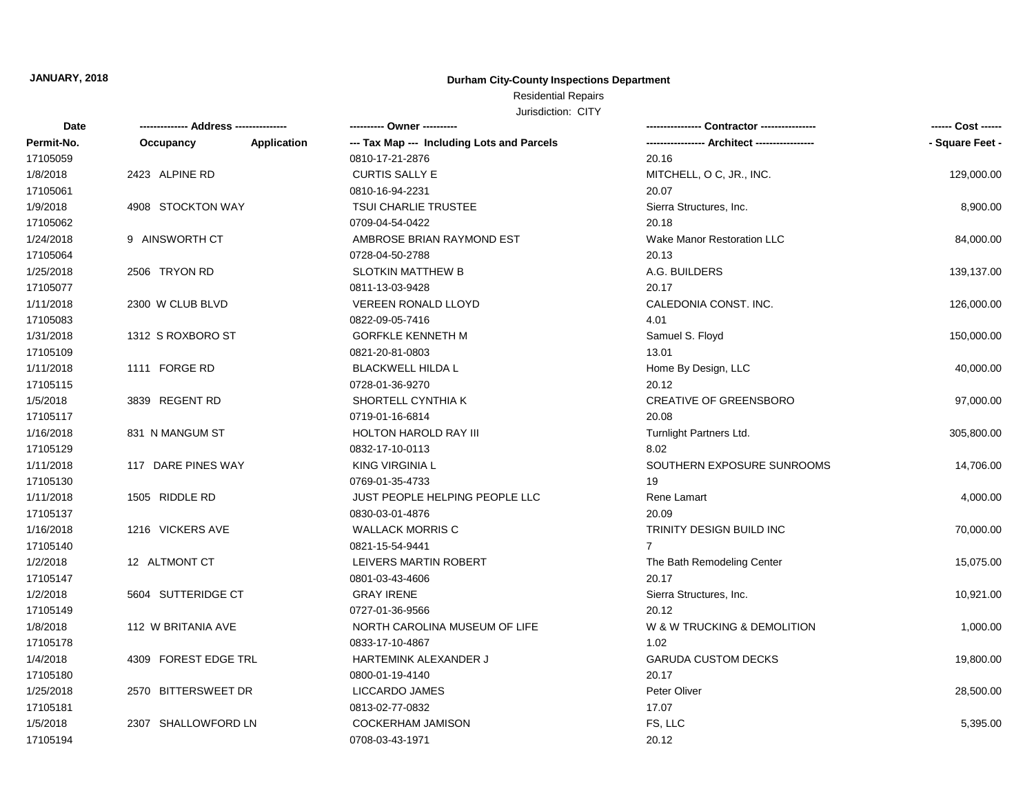**JANUARY, 2018**

**Durham City-County Inspections Department**

Residential Repairs

Jurisdiction: CITY

| Date | ------------- Address -------------- | | ---------- Owner ---------- | --------------- Contractor --------------- | ------ Cost ------ |
|---|---|---|---|---|---|
| **Permit-No.** | **Occupancy** | **Application** | **--- Tax Map --- Including Lots and Parcels** | **---------------- Architect ----------------** | **- Square Feet -** |
| 17105059 | | | 0810-17-21-2876 | 20.16 | |
| 1/8/2018 | 2423 ALPINE RD | | CURTIS SALLY E | MITCHELL, O C, JR., INC. | 129,000.00 |
| 17105061 | | | 0810-16-94-2231 | 20.07 | |
| 1/9/2018 | 4908 STOCKTON WAY | | TSUI CHARLIE TRUSTEE | Sierra Structures, Inc. | 8,900.00 |
| 17105062 | | | 0709-04-54-0422 | 20.18 | |
| 1/24/2018 | 9 AINSWORTH CT | | AMBROSE BRIAN RAYMOND EST | Wake Manor Restoration LLC | 84,000.00 |
| 17105064 | | | 0728-04-50-2788 | 20.13 | |
| 1/25/2018 | 2506 TRYON RD | | SLOTKIN MATTHEW B | A.G. BUILDERS | 139,137.00 |
| 17105077 | | | 0811-13-03-9428 | 20.17 | |
| 1/11/2018 | 2300 W CLUB BLVD | | VEREEN RONALD LLOYD | CALEDONIA CONST. INC. | 126,000.00 |
| 17105083 | | | 0822-09-05-7416 | 4.01 | |
| 1/31/2018 | 1312 S ROXBORO ST | | GORFKLE KENNETH M | Samuel S. Floyd | 150,000.00 |
| 17105109 | | | 0821-20-81-0803 | 13.01 | |
| 1/11/2018 | 1111 FORGE RD | | BLACKWELL HILDA L | Home By Design, LLC | 40,000.00 |
| 17105115 | | | 0728-01-36-9270 | 20.12 | |
| 1/5/2018 | 3839 REGENT RD | | SHORTELL CYNTHIA K | CREATIVE OF GREENSBORO | 97,000.00 |
| 17105117 | | | 0719-01-16-6814 | 20.08 | |
| 1/16/2018 | 831 N MANGUM ST | | HOLTON HAROLD RAY III | Turnlight Partners Ltd. | 305,800.00 |
| 17105129 | | | 0832-17-10-0113 | 8.02 | |
| 1/11/2018 | 117 DARE PINES WAY | | KING VIRGINIA L | SOUTHERN EXPOSURE SUNROOMS | 14,706.00 |
| 17105130 | | | 0769-01-35-4733 | 19 | |
| 1/11/2018 | 1505 RIDDLE RD | | JUST PEOPLE HELPING PEOPLE LLC | Rene Lamart | 4,000.00 |
| 17105137 | | | 0830-03-01-4876 | 20.09 | |
| 1/16/2018 | 1216 VICKERS AVE | | WALLACK MORRIS C | TRINITY DESIGN BUILD INC | 70,000.00 |
| 17105140 | | | 0821-15-54-9441 | 7 | |
| 1/2/2018 | 12 ALTMONT CT | | LEIVERS MARTIN ROBERT | The Bath Remodeling Center | 15,075.00 |
| 17105147 | | | 0801-03-43-4606 | 20.17 | |
| 1/2/2018 | 5604 SUTTERIDGE CT | | GRAY IRENE | Sierra Structures, Inc. | 10,921.00 |
| 17105149 | | | 0727-01-36-9566 | 20.12 | |
| 1/8/2018 | 112 W BRITANIA AVE | | NORTH CAROLINA MUSEUM OF LIFE | W & W TRUCKING & DEMOLITION | 1,000.00 |
| 17105178 | | | 0833-17-10-4867 | 1.02 | |
| 1/4/2018 | 4309 FOREST EDGE TRL | | HARTEMINK ALEXANDER J | GARUDA CUSTOM DECKS | 19,800.00 |
| 17105180 | | | 0800-01-19-4140 | 20.17 | |
| 1/25/2018 | 2570 BITTERSWEET DR | | LICCARDO JAMES | Peter Oliver | 28,500.00 |
| 17105181 | | | 0813-02-77-0832 | 17.07 | |
| 1/5/2018 | 2307 SHALLOWFORD LN | | COCKERHAM JAMISON | FS, LLC | 5,395.00 |
| 17105194 | | | 0708-03-43-1971 | 20.12 | |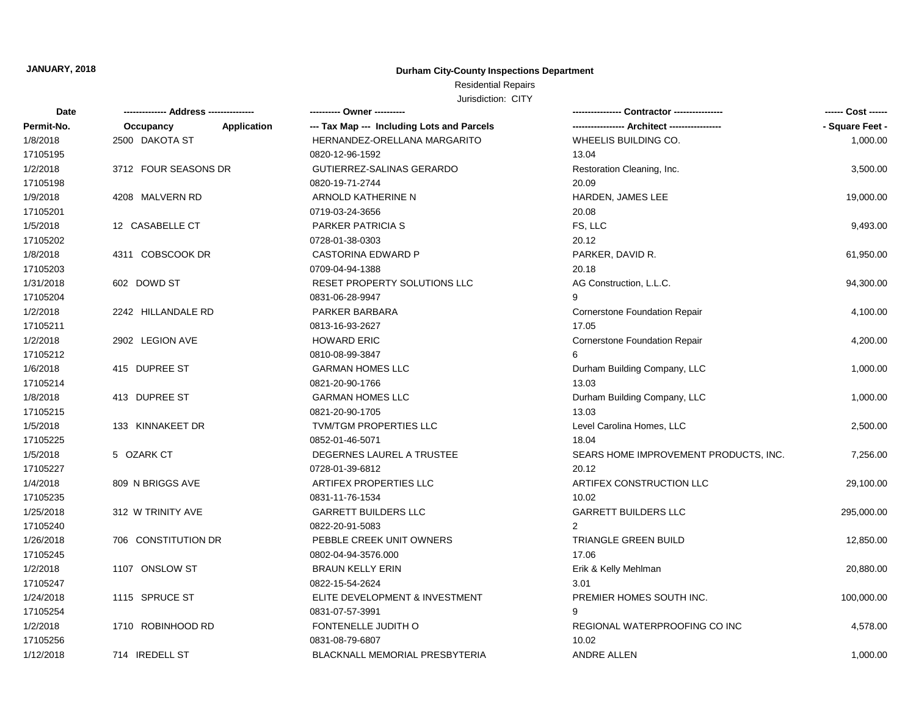**JANUARY, 2018**

**Durham City-County Inspections Department**

Residential Repairs

Jurisdiction: CITY

| Date<br>Permit-No. | ------------- Address --------------<br>Occupancy Application | ---------- Owner ----------<br>--- Tax Map --- Including Lots and Parcels | ---------------- Contractor ----------------<br>----------------- Architect ----------------- | ------ Cost ------<br>- Square Feet - |
|---|---|---|---|---|
| 1/8/2018<br>17105195 | 2500 DAKOTA ST | HERNANDEZ-ORELLANA MARGARITO<br>0820-12-96-1592 | WHEELIS BUILDING CO.<br>13.04 | 1,000.00 |
| 1/2/2018<br>17105198 | 3712 FOUR SEASONS DR | GUTIERREZ-SALINAS GERARDO<br>0820-19-71-2744 | Restoration Cleaning, Inc.<br>20.09 | 3,500.00 |
| 1/9/2018<br>17105201 | 4208 MALVERN RD | ARNOLD KATHERINE N<br>0719-03-24-3656 | HARDEN, JAMES LEE<br>20.08 | 19,000.00 |
| 1/5/2018<br>17105202 | 12 CASABELLE CT | PARKER PATRICIA S<br>0728-01-38-0303 | FS, LLC<br>20.12 | 9,493.00 |
| 1/8/2018<br>17105203 | 4311 COBSCOOK DR | CASTORINA EDWARD P<br>0709-04-94-1388 | PARKER, DAVID R.<br>20.18 | 61,950.00 |
| 1/31/2018<br>17105204 | 602 DOWD ST | RESET PROPERTY SOLUTIONS LLC<br>0831-06-28-9947 | AG Construction, L.L.C.<br>9 | 94,300.00 |
| 1/2/2018<br>17105211 | 2242 HILLANDALE RD | PARKER BARBARA<br>0813-16-93-2627 | Cornerstone Foundation Repair<br>17.05 | 4,100.00 |
| 1/2/2018<br>17105212 | 2902 LEGION AVE | HOWARD ERIC<br>0810-08-99-3847 | Cornerstone Foundation Repair<br>6 | 4,200.00 |
| 1/6/2018<br>17105214 | 415 DUPREE ST | GARMAN HOMES LLC<br>0821-20-90-1766 | Durham Building Company, LLC<br>13.03 | 1,000.00 |
| 1/8/2018<br>17105215 | 413 DUPREE ST | GARMAN HOMES LLC<br>0821-20-90-1705 | Durham Building Company, LLC<br>13.03 | 1,000.00 |
| 1/5/2018<br>17105225 | 133 KINNAKEET DR | TVM/TGM PROPERTIES LLC<br>0852-01-46-5071 | Level Carolina Homes, LLC<br>18.04 | 2,500.00 |
| 1/5/2018<br>17105227 | 5 OZARK CT | DEGERNES LAUREL A TRUSTEE<br>0728-01-39-6812 | SEARS HOME IMPROVEMENT PRODUCTS, INC.<br>20.12 | 7,256.00 |
| 1/4/2018<br>17105235 | 809 N BRIGGS AVE | ARTIFEX PROPERTIES LLC<br>0831-11-76-1534 | ARTIFEX CONSTRUCTION LLC<br>10.02 | 29,100.00 |
| 1/25/2018<br>17105240 | 312 W TRINITY AVE | GARRETT BUILDERS LLC<br>0822-20-91-5083 | GARRETT BUILDERS LLC<br>2 | 295,000.00 |
| 1/26/2018<br>17105245 | 706 CONSTITUTION DR | PEBBLE CREEK UNIT OWNERS<br>0802-04-94-3576.000 | TRIANGLE GREEN BUILD<br>17.06 | 12,850.00 |
| 1/2/2018<br>17105247 | 1107 ONSLOW ST | BRAUN KELLY ERIN<br>0822-15-54-2624 | Erik & Kelly Mehlman<br>3.01 | 20,880.00 |
| 1/24/2018<br>17105254 | 1115 SPRUCE ST | ELITE DEVELOPMENT & INVESTMENT<br>0831-07-57-3991 | PREMIER HOMES SOUTH INC.<br>9 | 100,000.00 |
| 1/2/2018<br>17105256 | 1710 ROBINHOOD RD | FONTENELLE JUDITH O<br>0831-08-79-6807 | REGIONAL WATERPROOFING CO INC<br>10.02 | 4,578.00 |
| 1/12/2018 | 714 IREDELL ST | BLACKNALL MEMORIAL PRESBYTERIA | ANDRE ALLEN | 1,000.00 |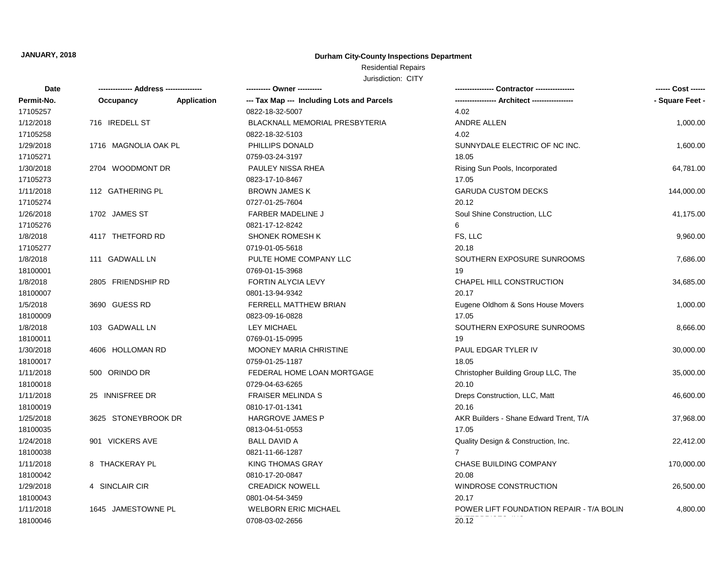JANUARY, 2018

**Durham City-County Inspections Department**

Residential Repairs

Jurisdiction: CITY

| Date | ------------- Address -------------- | | ---------- Owner ---------- | ---------------- Contractor ---------------- | ------ Cost ------ |
|---|---|---|---|---|---|
| Permit-No. | Occupancy | Application | --- Tax Map --- Including Lots and Parcels | ----------------- Architect ----------------- | - Square Feet - |
| 17105257 | | | 0822-18-32-5007 | 4.02 | |
| 1/12/2018 | 716 IREDELL ST | | BLACKNALL MEMORIAL PRESBYTERIA | ANDRE ALLEN | 1,000.00 |
| 17105258 | | | 0822-18-32-5103 | 4.02 | |
| 1/29/2018 | 1716 MAGNOLIA OAK PL | | PHILLIPS DONALD | SUNNYDALE ELECTRIC OF NC INC. | 1,600.00 |
| 17105271 | | | 0759-03-24-3197 | 18.05 | |
| 1/30/2018 | 2704 WOODMONT DR | | PAULEY NISSA RHEA | Rising Sun Pools, Incorporated | 64,781.00 |
| 17105273 | | | 0823-17-10-8467 | 17.05 | |
| 1/11/2018 | 112 GATHERING PL | | BROWN JAMES K | GARUDA CUSTOM DECKS | 144,000.00 |
| 17105274 | | | 0727-01-25-7604 | 20.12 | |
| 1/26/2018 | 1702 JAMES ST | | FARBER MADELINE J | Soul Shine Construction, LLC | 41,175.00 |
| 17105276 | | | 0821-17-12-8242 | 6 | |
| 1/8/2018 | 4117 THETFORD RD | | SHONEK ROMESH K | FS, LLC | 9,960.00 |
| 17105277 | | | 0719-01-05-5618 | 20.18 | |
| 1/8/2018 | 111 GADWALL LN | | PULTE HOME COMPANY LLC | SOUTHERN EXPOSURE SUNROOMS | 7,686.00 |
| 18100001 | | | 0769-01-15-3968 | 19 | |
| 1/8/2018 | 2805 FRIENDSHIP RD | | FORTIN ALYCIA LEVY | CHAPEL HILL CONSTRUCTION | 34,685.00 |
| 18100007 | | | 0801-13-94-9342 | 20.17 | |
| 1/5/2018 | 3690 GUESS RD | | FERRELL MATTHEW BRIAN | Eugene Oldhom & Sons House Movers | 1,000.00 |
| 18100009 | | | 0823-09-16-0828 | 17.05 | |
| 1/8/2018 | 103 GADWALL LN | | LEY MICHAEL | SOUTHERN EXPOSURE SUNROOMS | 8,666.00 |
| 18100011 | | | 0769-01-15-0995 | 19 | |
| 1/30/2018 | 4606 HOLLOMAN RD | | MOONEY MARIA CHRISTINE | PAUL EDGAR TYLER IV | 30,000.00 |
| 18100017 | | | 0759-01-25-1187 | 18.05 | |
| 1/11/2018 | 500 ORINDO DR | | FEDERAL HOME LOAN MORTGAGE | Christopher Building Group LLC, The | 35,000.00 |
| 18100018 | | | 0729-04-63-6265 | 20.10 | |
| 1/11/2018 | 25 INNISFREE DR | | FRAISER MELINDA S | Dreps Construction, LLC, Matt | 46,600.00 |
| 18100019 | | | 0810-17-01-1341 | 20.16 | |
| 1/25/2018 | 3625 STONEYBROOK DR | | HARGROVE JAMES P | AKR Builders - Shane Edward Trent, T/A | 37,968.00 |
| 18100035 | | | 0813-04-51-0553 | 17.05 | |
| 1/24/2018 | 901 VICKERS AVE | | BALL DAVID A | Quality Design & Construction, Inc. | 22,412.00 |
| 18100038 | | | 0821-11-66-1287 | 7 | |
| 1/11/2018 | 8 THACKERAY PL | | KING THOMAS GRAY | CHASE BUILDING COMPANY | 170,000.00 |
| 18100042 | | | 0810-17-20-0847 | 20.08 | |
| 1/29/2018 | 4 SINCLAIR CIR | | CREADICK NOWELL | WINDROSE CONSTRUCTION | 26,500.00 |
| 18100043 | | | 0801-04-54-3459 | 20.17 | |
| 1/11/2018 | 1645 JAMESTOWNE PL | | WELBORN ERIC MICHAEL | POWER LIFT FOUNDATION REPAIR - T/A BOLIN ENTERPRISES INC | 4,800.00 |
| 18100046 | | | 0708-03-02-2656 | 20.12 | |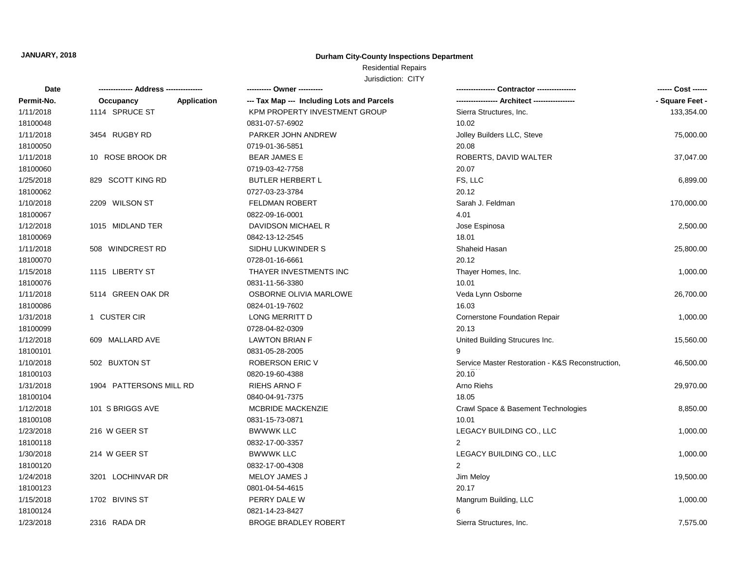**JANUARY, 2018**

**Durham City-County Inspections Department**

Residential Repairs

Jurisdiction: CITY

| Date<br>Permit-No. | ------------- Address --------------<br>Occupancy Application | ---------- Owner ----------<br>--- Tax Map --- Including Lots and Parcels | ---------------- Contractor ----------------<br>----------------- Architect ----------------- | ------ Cost ------<br>- Square Feet - |
|---|---|---|---|---|
| 1/11/2018 | 1114 SPRUCE ST | KPM PROPERTY INVESTMENT GROUP | Sierra Structures, Inc. | 133,354.00 |
| 18100048 | | 0831-07-57-6902 | 10.02 | |
| 1/11/2018 | 3454 RUGBY RD | PARKER JOHN ANDREW | Jolley Builders LLC, Steve | 75,000.00 |
| 18100050 | | 0719-01-36-5851 | 20.08 | |
| 1/11/2018 | 10 ROSE BROOK DR | BEAR JAMES E | ROBERTS, DAVID WALTER | 37,047.00 |
| 18100060 | | 0719-03-42-7758 | 20.07 | |
| 1/25/2018 | 829 SCOTT KING RD | BUTLER HERBERT L | FS, LLC | 6,899.00 |
| 18100062 | | 0727-03-23-3784 | 20.12 | |
| 1/10/2018 | 2209 WILSON ST | FELDMAN ROBERT | Sarah J. Feldman | 170,000.00 |
| 18100067 | | 0822-09-16-0001 | 4.01 | |
| 1/12/2018 | 1015 MIDLAND TER | DAVIDSON MICHAEL R | Jose Espinosa | 2,500.00 |
| 18100069 | | 0842-13-12-2545 | 18.01 | |
| 1/11/2018 | 508 WINDCREST RD | SIDHU LUKWINDER S | Shaheid Hasan | 25,800.00 |
| 18100070 | | 0728-01-16-6661 | 20.12 | |
| 1/15/2018 | 1115 LIBERTY ST | THAYER INVESTMENTS INC | Thayer Homes, Inc. | 1,000.00 |
| 18100076 | | 0831-11-56-3380 | 10.01 | |
| 1/11/2018 | 5114 GREEN OAK DR | OSBORNE OLIVIA MARLOWE | Veda Lynn Osborne | 26,700.00 |
| 18100086 | | 0824-01-19-7602 | 16.03 | |
| 1/31/2018 | 1 CUSTER CIR | LONG MERRITT D | Cornerstone Foundation Repair | 1,000.00 |
| 18100099 | | 0728-04-82-0309 | 20.13 | |
| 1/12/2018 | 609 MALLARD AVE | LAWTON BRIAN F | United Building Strucures Inc. | 15,560.00 |
| 18100101 | | 0831-05-28-2005 | 9 | |
| 1/10/2018 | 502 BUXTON ST | ROBERSON ERIC V | Service Master Restoration - K&S Reconstruction, | 46,500.00 |
| 18100103 | | 0820-19-60-4388 | 20.10 | |
| 1/31/2018 | 1904 PATTERSONS MILL RD | RIEHS ARNO F | Arno Riehs | 29,970.00 |
| 18100104 | | 0840-04-91-7375 | 18.05 | |
| 1/12/2018 | 101 S BRIGGS AVE | MCBRIDE MACKENZIE | Crawl Space & Basement Technologies | 8,850.00 |
| 18100108 | | 0831-15-73-0871 | 10.01 | |
| 1/23/2018 | 216 W GEER ST | BWWWK LLC | LEGACY BUILDING CO., LLC | 1,000.00 |
| 18100118 | | 0832-17-00-3357 | 2 | |
| 1/30/2018 | 214 W GEER ST | BWWWK LLC | LEGACY BUILDING CO., LLC | 1,000.00 |
| 18100120 | | 0832-17-00-4308 | 2 | |
| 1/24/2018 | 3201 LOCHINVAR DR | MELOY JAMES J | Jim Meloy | 19,500.00 |
| 18100123 | | 0801-04-54-4615 | 20.17 | |
| 1/15/2018 | 1702 BIVINS ST | PERRY DALE W | Mangrum Building, LLC | 1,000.00 |
| 18100124 | | 0821-14-23-8427 | 6 | |
| 1/23/2018 | 2316 RADA DR | BROGE BRADLEY ROBERT | Sierra Structures, Inc. | 7,575.00 |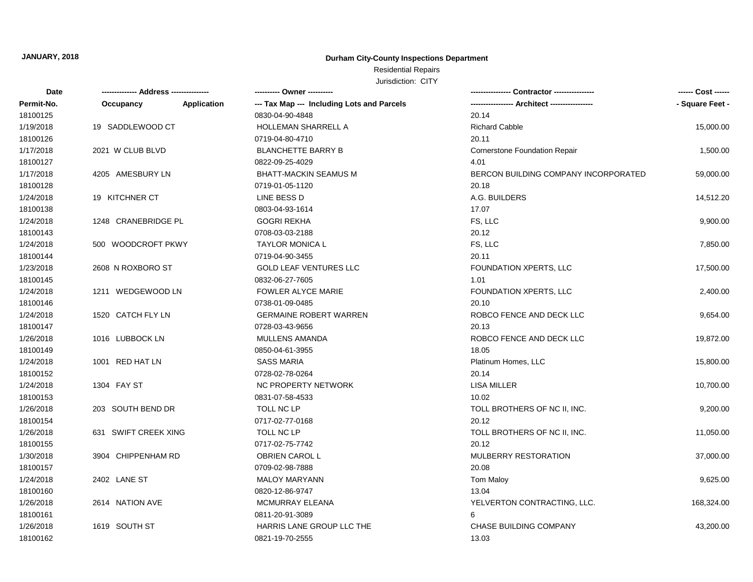**JANUARY, 2018**

**Durham City-County Inspections Department**

Residential Repairs

Jurisdiction: CITY

| Date / Permit-No. | Address / Occupancy / Application | Owner / Tax Map --- Including Lots and Parcels | Contractor / Architect | Cost / Square Feet |
|---|---|---|---|---|
| 18100125 | | 0830-04-90-4848 | 20.14 | |
| 1/19/2018 | 19 SADDLEWOOD CT | HOLLEMAN SHARRELL A | Richard Cabble | 15,000.00 |
| 18100126 | | 0719-04-80-4710 | 20.11 | |
| 1/17/2018 | 2021 W CLUB BLVD | BLANCHETTE BARRY B | Cornerstone Foundation Repair | 1,500.00 |
| 18100127 | | 0822-09-25-4029 | 4.01 | |
| 1/17/2018 | 4205 AMESBURY LN | BHATT-MACKIN SEAMUS M | BERCON BUILDING COMPANY INCORPORATED | 59,000.00 |
| 18100128 | | 0719-01-05-1120 | 20.18 | |
| 1/24/2018 | 19 KITCHNER CT | LINE BESS D | A.G. BUILDERS | 14,512.20 |
| 18100138 | | 0803-04-93-1614 | 17.07 | |
| 1/24/2018 | 1248 CRANEBRIDGE PL | GOGRI REKHA | FS, LLC | 9,900.00 |
| 18100143 | | 0708-03-03-2188 | 20.12 | |
| 1/24/2018 | 500 WOODCROFT PKWY | TAYLOR MONICA L | FS, LLC | 7,850.00 |
| 18100144 | | 0719-04-90-3455 | 20.11 | |
| 1/23/2018 | 2608 N ROXBORO ST | GOLD LEAF VENTURES LLC | FOUNDATION XPERTS, LLC | 17,500.00 |
| 18100145 | | 0832-06-27-7605 | 1.01 | |
| 1/24/2018 | 1211 WEDGEWOOD LN | FOWLER ALYCE MARIE | FOUNDATION XPERTS, LLC | 2,400.00 |
| 18100146 | | 0738-01-09-0485 | 20.10 | |
| 1/24/2018 | 1520 CATCH FLY LN | GERMAINE ROBERT WARREN | ROBCO FENCE AND DECK LLC | 9,654.00 |
| 18100147 | | 0728-03-43-9656 | 20.13 | |
| 1/26/2018 | 1016 LUBBOCK LN | MULLENS AMANDA | ROBCO FENCE AND DECK LLC | 19,872.00 |
| 18100149 | | 0850-04-61-3955 | 18.05 | |
| 1/24/2018 | 1001 RED HAT LN | SASS MARIA | Platinum Homes, LLC | 15,800.00 |
| 18100152 | | 0728-02-78-0264 | 20.14 | |
| 1/24/2018 | 1304 FAY ST | NC PROPERTY NETWORK | LISA MILLER | 10,700.00 |
| 18100153 | | 0831-07-58-4533 | 10.02 | |
| 1/26/2018 | 203 SOUTH BEND DR | TOLL NC LP | TOLL BROTHERS OF NC II, INC. | 9,200.00 |
| 18100154 | | 0717-02-77-0168 | 20.12 | |
| 1/26/2018 | 631 SWIFT CREEK XING | TOLL NC LP | TOLL BROTHERS OF NC II, INC. | 11,050.00 |
| 18100155 | | 0717-02-75-7742 | 20.12 | |
| 1/30/2018 | 3904 CHIPPENHAM RD | OBRIEN CAROL L | MULBERRY RESTORATION | 37,000.00 |
| 18100157 | | 0709-02-98-7888 | 20.08 | |
| 1/24/2018 | 2402 LANE ST | MALOY MARYANN | Tom Maloy | 9,625.00 |
| 18100160 | | 0820-12-86-9747 | 13.04 | |
| 1/26/2018 | 2614 NATION AVE | MCMURRAY ELEANA | YELVERTON CONTRACTING, LLC. | 168,324.00 |
| 18100161 | | 0811-20-91-3089 | 6 | |
| 1/26/2018 | 1619 SOUTH ST | HARRIS LANE GROUP LLC THE | CHASE BUILDING COMPANY | 43,200.00 |
| 18100162 | | 0821-19-70-2555 | 13.03 | |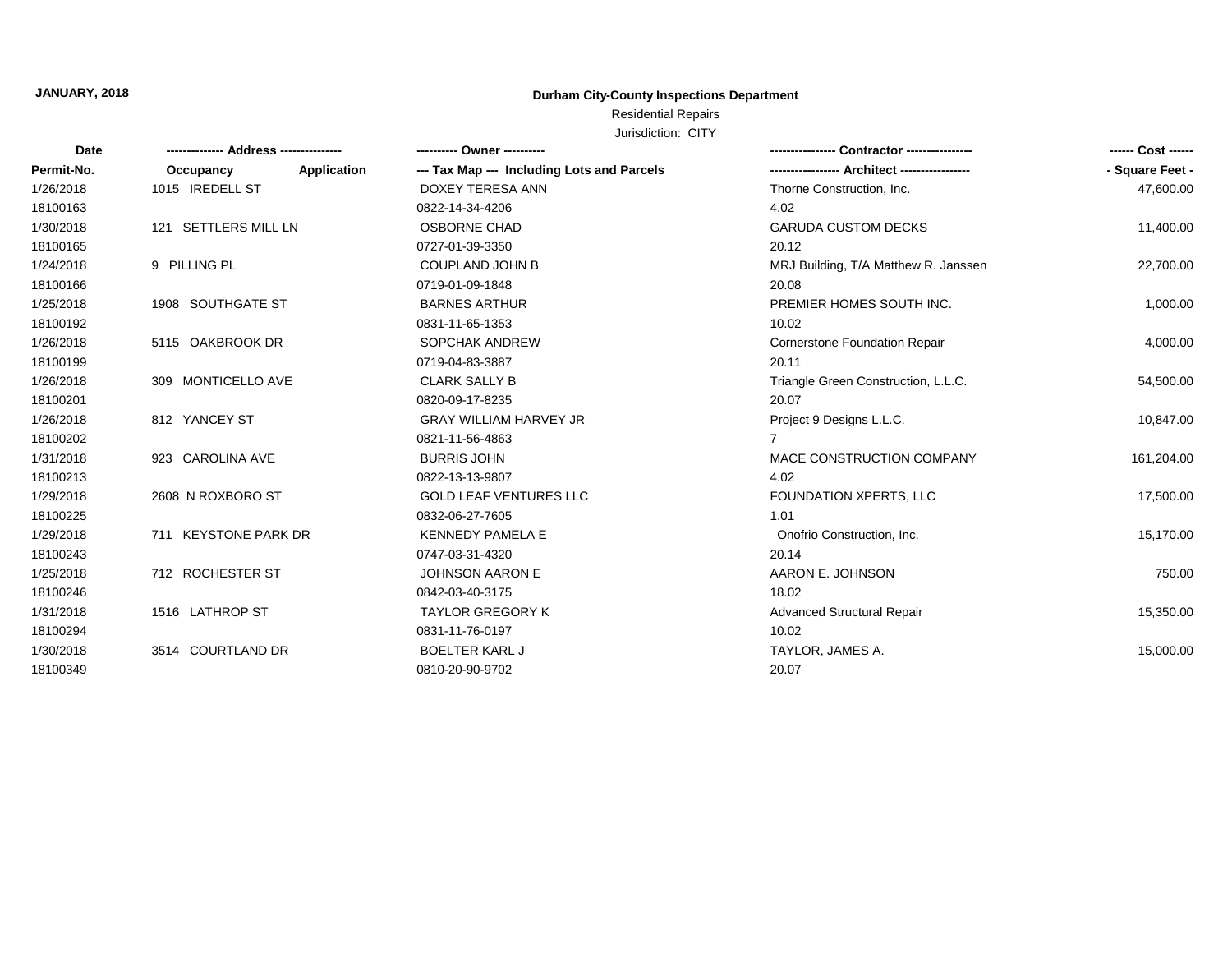**JANUARY, 2018**

**Durham City-County Inspections Department**

Residential Repairs

Jurisdiction: CITY

| Date | ------------- Address -------------- | | ---------- Owner ---------- | ---------------- Contractor ---------------- | ------ Cost ------ |
|---|---|---|---|---|---|
| **Permit-No.** | **Occupancy** | **Application** | **--- Tax Map --- Including Lots and Parcels** | **----------------- Architect -----------------** | **- Square Feet -** |
| 1/26/2018 | 1015 IREDELL ST | | DOXEY TERESA ANN | Thorne Construction, Inc. | 47,600.00 |
| 18100163 | | | 0822-14-34-4206 | 4.02 | |
| 1/30/2018 | 121 SETTLERS MILL LN | | OSBORNE CHAD | GARUDA CUSTOM DECKS | 11,400.00 |
| 18100165 | | | 0727-01-39-3350 | 20.12 | |
| 1/24/2018 | 9 PILLING PL | | COUPLAND JOHN B | MRJ Building, T/A Matthew R. Janssen | 22,700.00 |
| 18100166 | | | 0719-01-09-1848 | 20.08 | |
| 1/25/2018 | 1908 SOUTHGATE ST | | BARNES ARTHUR | PREMIER HOMES SOUTH INC. | 1,000.00 |
| 18100192 | | | 0831-11-65-1353 | 10.02 | |
| 1/26/2018 | 5115 OAKBROOK DR | | SOPCHAK ANDREW | Cornerstone Foundation Repair | 4,000.00 |
| 18100199 | | | 0719-04-83-3887 | 20.11 | |
| 1/26/2018 | 309 MONTICELLO AVE | | CLARK SALLY B | Triangle Green Construction, L.L.C. | 54,500.00 |
| 18100201 | | | 0820-09-17-8235 | 20.07 | |
| 1/26/2018 | 812 YANCEY ST | | GRAY WILLIAM HARVEY JR | Project 9 Designs L.L.C. | 10,847.00 |
| 18100202 | | | 0821-11-56-4863 | 7 | |
| 1/31/2018 | 923 CAROLINA AVE | | BURRIS JOHN | MACE CONSTRUCTION COMPANY | 161,204.00 |
| 18100213 | | | 0822-13-13-9807 | 4.02 | |
| 1/29/2018 | 2608 N ROXBORO ST | | GOLD LEAF VENTURES LLC | FOUNDATION XPERTS, LLC | 17,500.00 |
| 18100225 | | | 0832-06-27-7605 | 1.01 | |
| 1/29/2018 | 711 KEYSTONE PARK DR | | KENNEDY PAMELA E | Onofrio Construction, Inc. | 15,170.00 |
| 18100243 | | | 0747-03-31-4320 | 20.14 | |
| 1/25/2018 | 712 ROCHESTER ST | | JOHNSON AARON E | AARON E. JOHNSON | 750.00 |
| 18100246 | | | 0842-03-40-3175 | 18.02 | |
| 1/31/2018 | 1516 LATHROP ST | | TAYLOR GREGORY K | Advanced Structural Repair | 15,350.00 |
| 18100294 | | | 0831-11-76-0197 | 10.02 | |
| 1/30/2018 | 3514 COURTLAND DR | | BOELTER KARL J | TAYLOR, JAMES A. | 15,000.00 |
| 18100349 | | | 0810-20-90-9702 | 20.07 | |